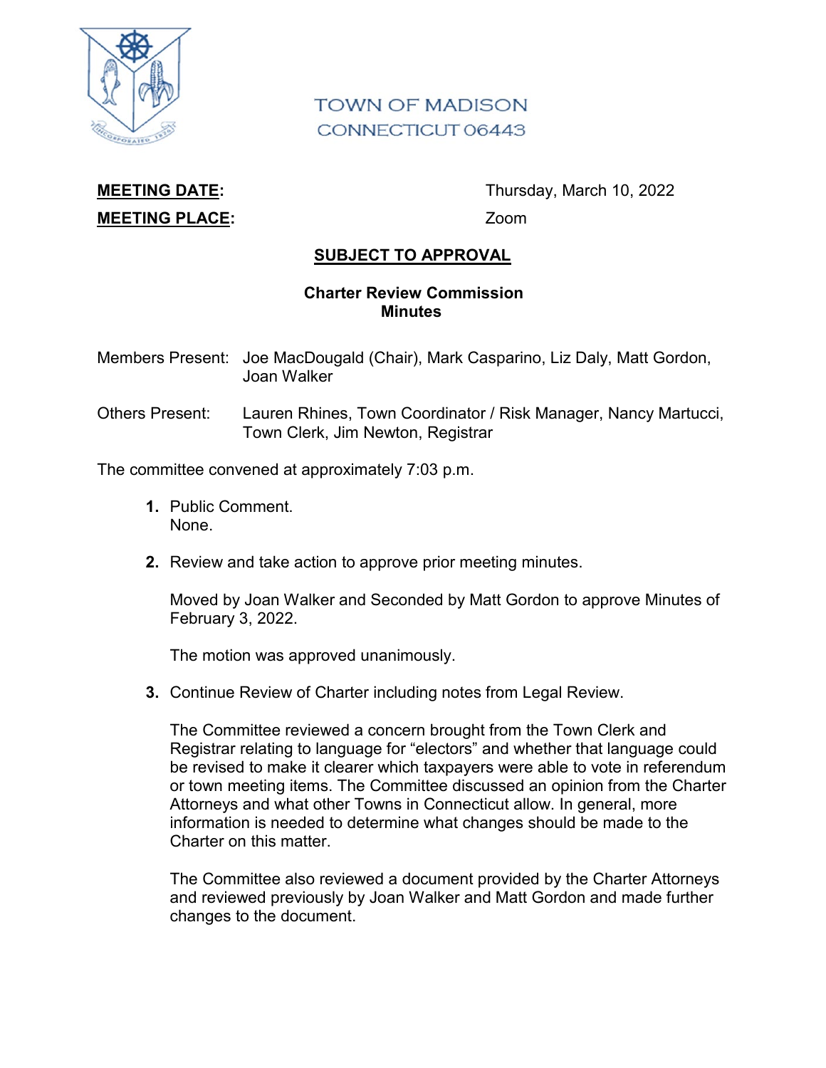TOWN OF MADISON
CONNECTICUT 06443

**MEETING DATE:** Thursday, March 10, 2022

**MEETING PLACE:** Zoom

**SUBJECT TO APPROVAL**

**Charter Review Commission**
**Minutes**

Members Present: Joe MacDougald (Chair), Mark Casparino, Liz Daly, Matt Gordon, Joan Walker

Others Present: Lauren Rhines, Town Coordinator / Risk Manager, Nancy Martucci, Town Clerk, Jim Newton, Registrar

The committee convened at approximately 7:03 p.m.

1. Public Comment.
   None.

2. Review and take action to approve prior meeting minutes.

   Moved by Joan Walker and Seconded by Matt Gordon to approve Minutes of February 3, 2022.

   The motion was approved unanimously.

3. Continue Review of Charter including notes from Legal Review.

   The Committee reviewed a concern brought from the Town Clerk and Registrar relating to language for "electors" and whether that language could be revised to make it clearer which taxpayers were able to vote in referendum or town meeting items. The Committee discussed an opinion from the Charter Attorneys and what other Towns in Connecticut allow. In general, more information is needed to determine what changes should be made to the Charter on this matter.

   The Committee also reviewed a document provided by the Charter Attorneys and reviewed previously by Joan Walker and Matt Gordon and made further changes to the document.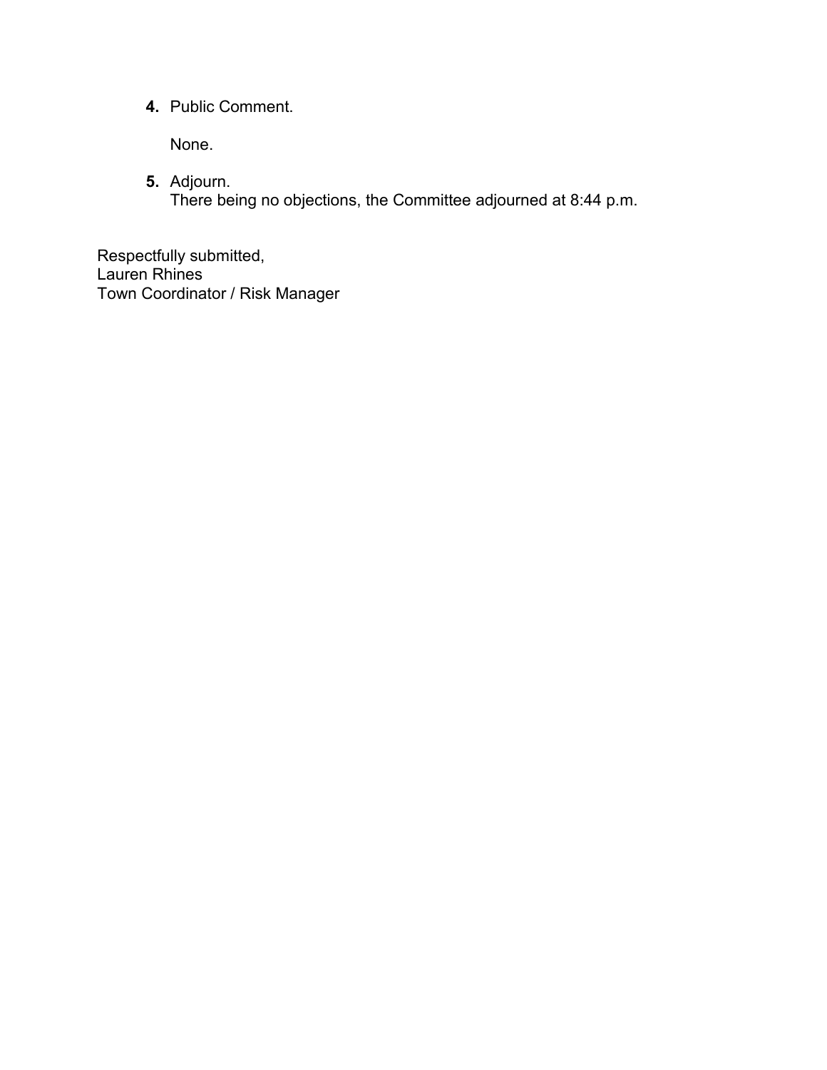**4.** Public Comment.

None.

**5.** Adjourn.
There being no objections, the Committee adjourned at 8:44 p.m.

Respectfully submitted,
Lauren Rhines
Town Coordinator / Risk Manager